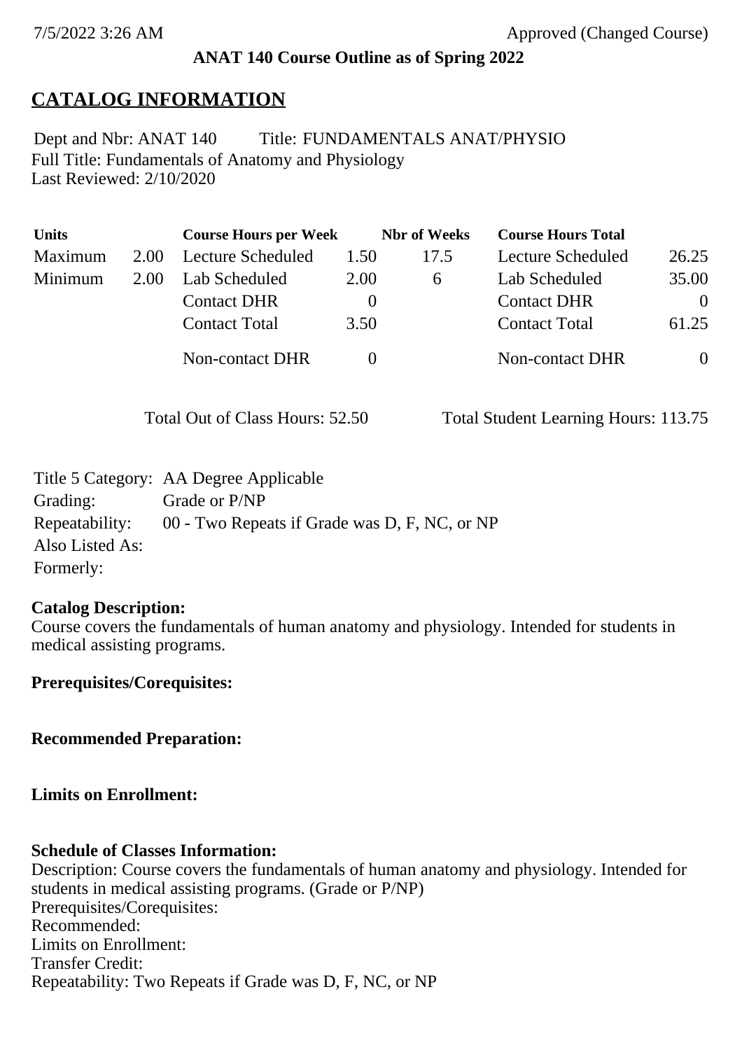7/5/2022 3:26 AM Approved (Changed Course)

**ANAT 140 Course Outline as of Spring 2022**

# CATALOG INFORMATION

Dept and Nbr: ANAT 140 Title: FUNDAMENTALS ANAT/PHYSIO
Full Title: Fundamentals of Anatomy and Physiology
Last Reviewed: 2/10/2020

| Units | | Course Hours per Week | | Nbr of Weeks | Course Hours Total | |
|---|---|---|---|---|---|---|
| Maximum | 2.00 | Lecture Scheduled | 1.50 | 17.5 | Lecture Scheduled | 26.25 |
| Minimum | 2.00 | Lab Scheduled | 2.00 | 6 | Lab Scheduled | 35.00 |
| | | Contact DHR | 0 | | Contact DHR | 0 |
| | | Contact Total | 3.50 | | Contact Total | 61.25 |
| | | Non-contact DHR | 0 | | Non-contact DHR | 0 |

Total Out of Class Hours: 52.50 Total Student Learning Hours: 113.75

Title 5 Category: AA Degree Applicable
Grading: Grade or P/NP
Repeatability: 00 - Two Repeats if Grade was D, F, NC, or NP
Also Listed As:
Formerly:

**Catalog Description:**
Course covers the fundamentals of human anatomy and physiology. Intended for students in medical assisting programs.

**Prerequisites/Corequisites:**

**Recommended Preparation:**

**Limits on Enrollment:**

**Schedule of Classes Information:**
Description: Course covers the fundamentals of human anatomy and physiology. Intended for students in medical assisting programs. (Grade or P/NP)
Prerequisites/Corequisites:
Recommended:
Limits on Enrollment:
Transfer Credit:
Repeatability: Two Repeats if Grade was D, F, NC, or NP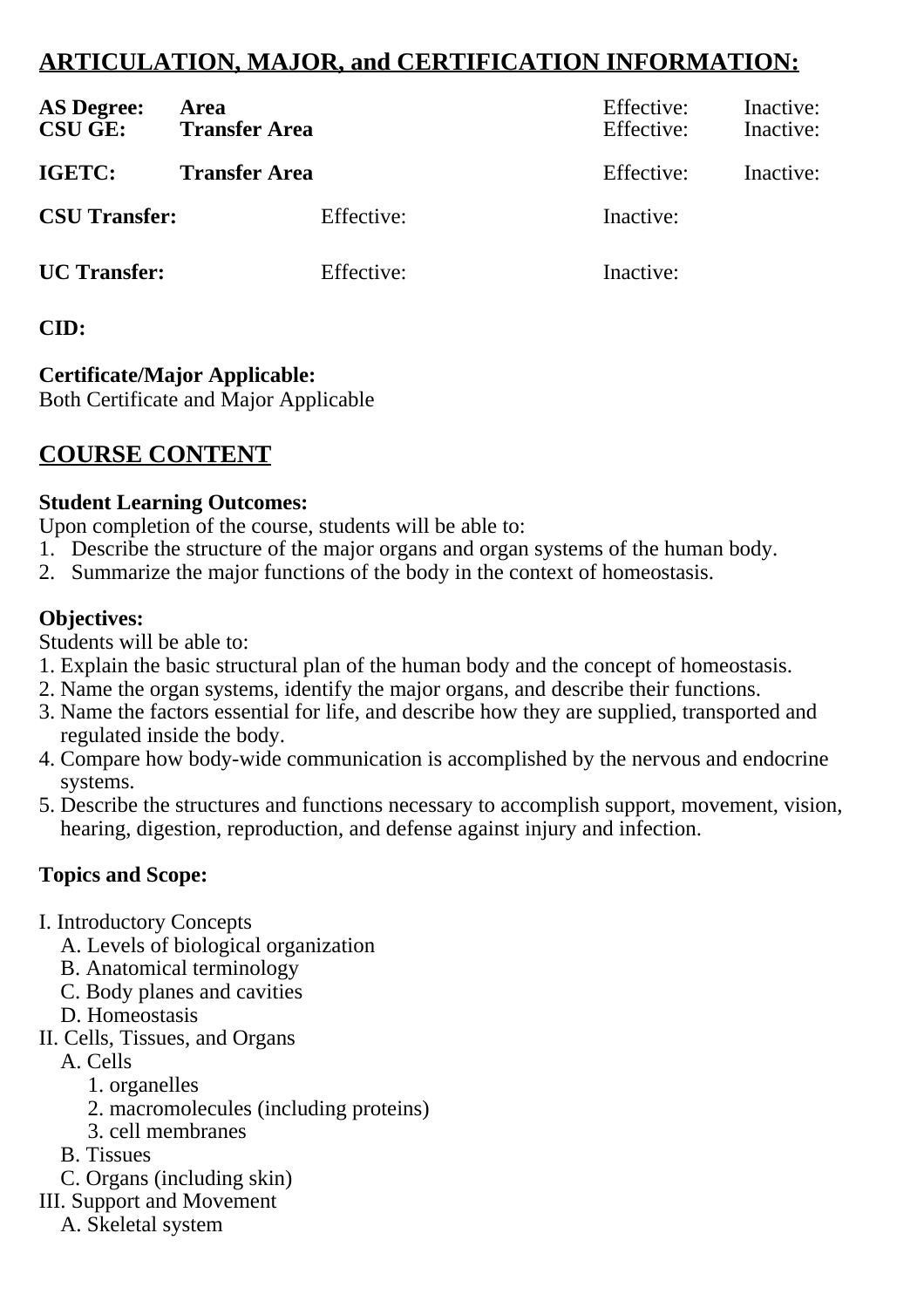## ARTICULATION, MAJOR, and CERTIFICATION INFORMATION:

| | | | |
|---|---|---|---|
| **AS Degree:** | **Area** | Effective: | Inactive: |
| **CSU GE:** | **Transfer Area** | Effective: | Inactive: |
| **IGETC:** | **Transfer Area** | Effective: | Inactive: |

| | | |
|---|---|---|
| **CSU Transfer:** | Effective: | Inactive: |
| **UC Transfer:** | Effective: | Inactive: |

**CID:**

**Certificate/Major Applicable:**
Both Certificate and Major Applicable

## COURSE CONTENT

**Student Learning Outcomes:**
Upon completion of the course, students will be able to:
1. Describe the structure of the major organs and organ systems of the human body.
2. Summarize the major functions of the body in the context of homeostasis.

**Objectives:**
Students will be able to:
1. Explain the basic structural plan of the human body and the concept of homeostasis.
2. Name the organ systems, identify the major organs, and describe their functions.
3. Name the factors essential for life, and describe how they are supplied, transported and regulated inside the body.
4. Compare how body-wide communication is accomplished by the nervous and endocrine systems.
5. Describe the structures and functions necessary to accomplish support, movement, vision, hearing, digestion, reproduction, and defense against injury and infection.

**Topics and Scope:**

I. Introductory Concepts
   A. Levels of biological organization
   B. Anatomical terminology
   C. Body planes and cavities
   D. Homeostasis
II. Cells, Tissues, and Organs
   A. Cells
      1. organelles
      2. macromolecules (including proteins)
      3. cell membranes
   B. Tissues
   C. Organs (including skin)
III. Support and Movement
   A. Skeletal system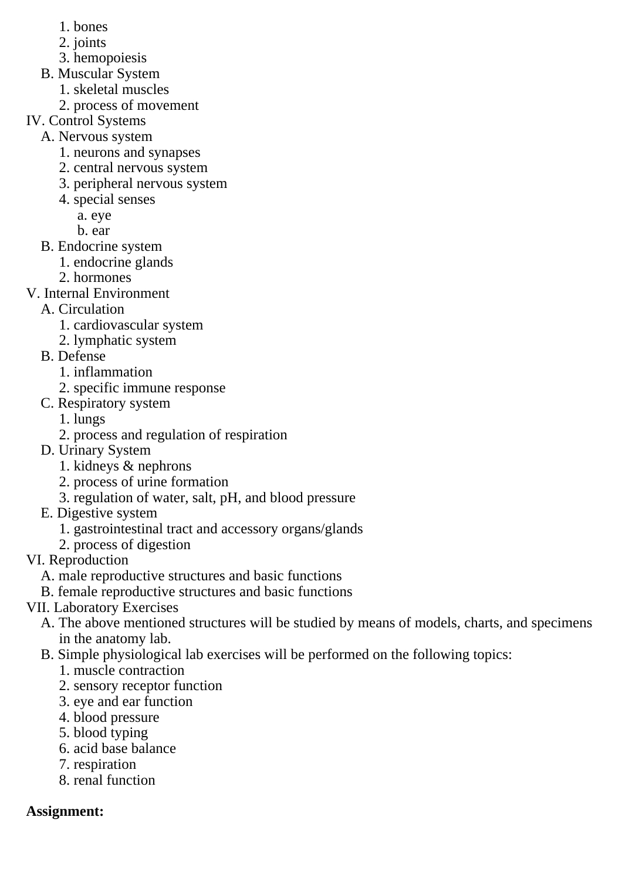1. bones
        2. joints
        3. hemopoiesis
    B. Muscular System
        1. skeletal muscles
        2. process of movement

IV. Control Systems
    A. Nervous system
        1. neurons and synapses
        2. central nervous system
        3. peripheral nervous system
        4. special senses
            a. eye
            b. ear
    B. Endocrine system
        1. endocrine glands
        2. hormones

V. Internal Environment
    A. Circulation
        1. cardiovascular system
        2. lymphatic system
    B. Defense
        1. inflammation
        2. specific immune response
    C. Respiratory system
        1. lungs
        2. process and regulation of respiration
    D. Urinary System
        1. kidneys & nephrons
        2. process of urine formation
        3. regulation of water, salt, pH, and blood pressure
    E. Digestive system
        1. gastrointestinal tract and accessory organs/glands
        2. process of digestion

VI. Reproduction
    A. male reproductive structures and basic functions
    B. female reproductive structures and basic functions

VII. Laboratory Exercises
    A. The above mentioned structures will be studied by means of models, charts, and specimens in the anatomy lab.
    B. Simple physiological lab exercises will be performed on the following topics:
        1. muscle contraction
        2. sensory receptor function
        3. eye and ear function
        4. blood pressure
        5. blood typing
        6. acid base balance
        7. respiration
        8. renal function

**Assignment:**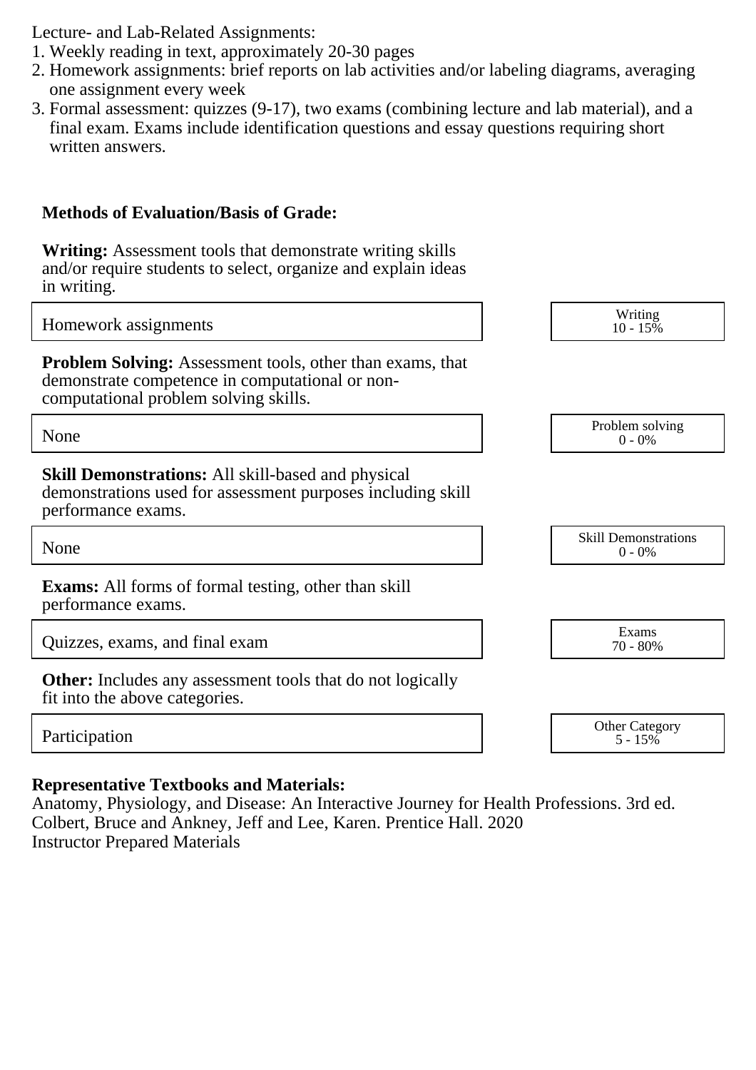Lecture- and Lab-Related Assignments:

1. Weekly reading in text, approximately 20-30 pages
2. Homework assignments: brief reports on lab activities and/or labeling diagrams, averaging one assignment every week
3. Formal assessment: quizzes (9-17), two exams (combining lecture and lab material), and a final exam. Exams include identification questions and essay questions requiring short written answers.

**Methods of Evaluation/Basis of Grade:**

**Writing:** Assessment tools that demonstrate writing skills and/or require students to select, organize and explain ideas in writing.

| | |
|---|---|
| Homework assignments | Writing<br>10 - 15% |

**Problem Solving:** Assessment tools, other than exams, that demonstrate competence in computational or non-computational problem solving skills.

| | |
|---|---|
| None | Problem solving<br>0 - 0% |

**Skill Demonstrations:** All skill-based and physical demonstrations used for assessment purposes including skill performance exams.

| | |
|---|---|
| None | Skill Demonstrations<br>0 - 0% |

**Exams:** All forms of formal testing, other than skill performance exams.

| | |
|---|---|
| Quizzes, exams, and final exam | Exams<br>70 - 80% |

**Other:** Includes any assessment tools that do not logically fit into the above categories.

| | |
|---|---|
| Participation | Other Category<br>5 - 15% |

**Representative Textbooks and Materials:**

Anatomy, Physiology, and Disease: An Interactive Journey for Health Professions. 3rd ed. Colbert, Bruce and Ankney, Jeff and Lee, Karen. Prentice Hall. 2020

Instructor Prepared Materials